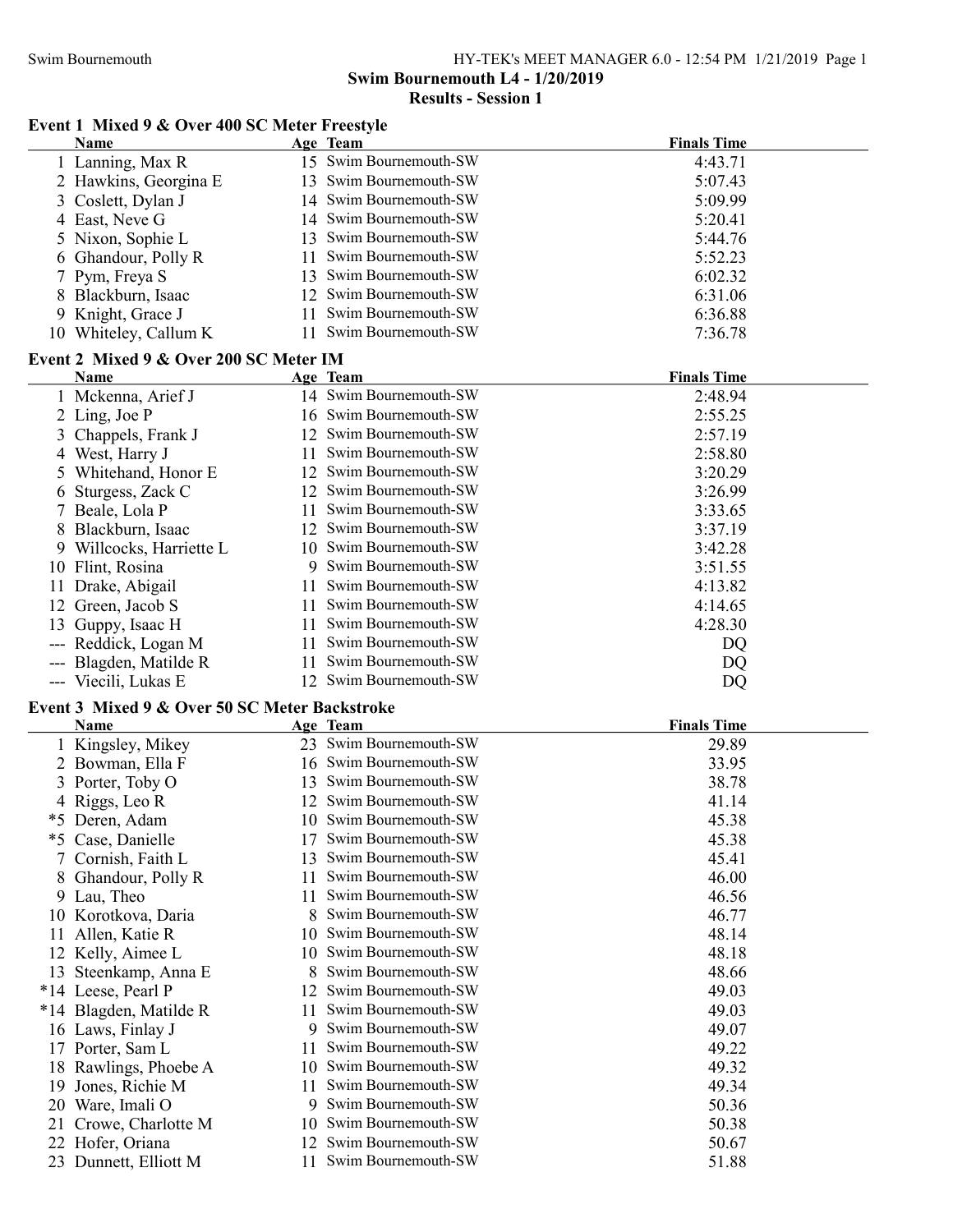## Swim Bournemouth L4 - 1/20/2019

### Results - Session 1

#### Event 1 Mixed 9 & Over 400 SC Meter Freestyle

| | Name | Age | Team | Finals Time |
|---|---|---|---|---|
| 1 | Lanning, Max R | 15 | Swim Bournemouth-SW | 4:43.71 |
| 2 | Hawkins, Georgina E | 13 | Swim Bournemouth-SW | 5:07.43 |
| 3 | Coslett, Dylan J | 14 | Swim Bournemouth-SW | 5:09.99 |
| 4 | East, Neve G | 14 | Swim Bournemouth-SW | 5:20.41 |
| 5 | Nixon, Sophie L | 13 | Swim Bournemouth-SW | 5:44.76 |
| 6 | Ghandour, Polly R | 11 | Swim Bournemouth-SW | 5:52.23 |
| 7 | Pym, Freya S | 13 | Swim Bournemouth-SW | 6:02.32 |
| 8 | Blackburn, Isaac | 12 | Swim Bournemouth-SW | 6:31.06 |
| 9 | Knight, Grace J | 11 | Swim Bournemouth-SW | 6:36.88 |
| 10 | Whiteley, Callum K | 11 | Swim Bournemouth-SW | 7:36.78 |

#### Event 2 Mixed 9 & Over 200 SC Meter IM

| | Name | Age | Team | Finals Time |
|---|---|---|---|---|
| 1 | Mckenna, Arief J | 14 | Swim Bournemouth-SW | 2:48.94 |
| 2 | Ling, Joe P | 16 | Swim Bournemouth-SW | 2:55.25 |
| 3 | Chappels, Frank J | 12 | Swim Bournemouth-SW | 2:57.19 |
| 4 | West, Harry J | 11 | Swim Bournemouth-SW | 2:58.80 |
| 5 | Whitehand, Honor E | 12 | Swim Bournemouth-SW | 3:20.29 |
| 6 | Sturgess, Zack C | 12 | Swim Bournemouth-SW | 3:26.99 |
| 7 | Beale, Lola P | 11 | Swim Bournemouth-SW | 3:33.65 |
| 8 | Blackburn, Isaac | 12 | Swim Bournemouth-SW | 3:37.19 |
| 9 | Willcocks, Harriette L | 10 | Swim Bournemouth-SW | 3:42.28 |
| 10 | Flint, Rosina | 9 | Swim Bournemouth-SW | 3:51.55 |
| 11 | Drake, Abigail | 11 | Swim Bournemouth-SW | 4:13.82 |
| 12 | Green, Jacob S | 11 | Swim Bournemouth-SW | 4:14.65 |
| 13 | Guppy, Isaac H | 11 | Swim Bournemouth-SW | 4:28.30 |
| --- | Reddick, Logan M | 11 | Swim Bournemouth-SW | DQ |
| --- | Blagden, Matilde R | 11 | Swim Bournemouth-SW | DQ |
| --- | Viecili, Lukas E | 12 | Swim Bournemouth-SW | DQ |

#### Event 3 Mixed 9 & Over 50 SC Meter Backstroke

| | Name | Age | Team | Finals Time |
|---|---|---|---|---|
| 1 | Kingsley, Mikey | 23 | Swim Bournemouth-SW | 29.89 |
| 2 | Bowman, Ella F | 16 | Swim Bournemouth-SW | 33.95 |
| 3 | Porter, Toby O | 13 | Swim Bournemouth-SW | 38.78 |
| 4 | Riggs, Leo R | 12 | Swim Bournemouth-SW | 41.14 |
| *5 | Deren, Adam | 10 | Swim Bournemouth-SW | 45.38 |
| *5 | Case, Danielle | 17 | Swim Bournemouth-SW | 45.38 |
| 7 | Cornish, Faith L | 13 | Swim Bournemouth-SW | 45.41 |
| 8 | Ghandour, Polly R | 11 | Swim Bournemouth-SW | 46.00 |
| 9 | Lau, Theo | 11 | Swim Bournemouth-SW | 46.56 |
| 10 | Korotkova, Daria | 8 | Swim Bournemouth-SW | 46.77 |
| 11 | Allen, Katie R | 10 | Swim Bournemouth-SW | 48.14 |
| 12 | Kelly, Aimee L | 10 | Swim Bournemouth-SW | 48.18 |
| 13 | Steenkamp, Anna E | 8 | Swim Bournemouth-SW | 48.66 |
| *14 | Leese, Pearl P | 12 | Swim Bournemouth-SW | 49.03 |
| *14 | Blagden, Matilde R | 11 | Swim Bournemouth-SW | 49.03 |
| 16 | Laws, Finlay J | 9 | Swim Bournemouth-SW | 49.07 |
| 17 | Porter, Sam L | 11 | Swim Bournemouth-SW | 49.22 |
| 18 | Rawlings, Phoebe A | 10 | Swim Bournemouth-SW | 49.32 |
| 19 | Jones, Richie M | 11 | Swim Bournemouth-SW | 49.34 |
| 20 | Ware, Imali O | 9 | Swim Bournemouth-SW | 50.36 |
| 21 | Crowe, Charlotte M | 10 | Swim Bournemouth-SW | 50.38 |
| 22 | Hofer, Oriana | 12 | Swim Bournemouth-SW | 50.67 |
| 23 | Dunnett, Elliott M | 11 | Swim Bournemouth-SW | 51.88 |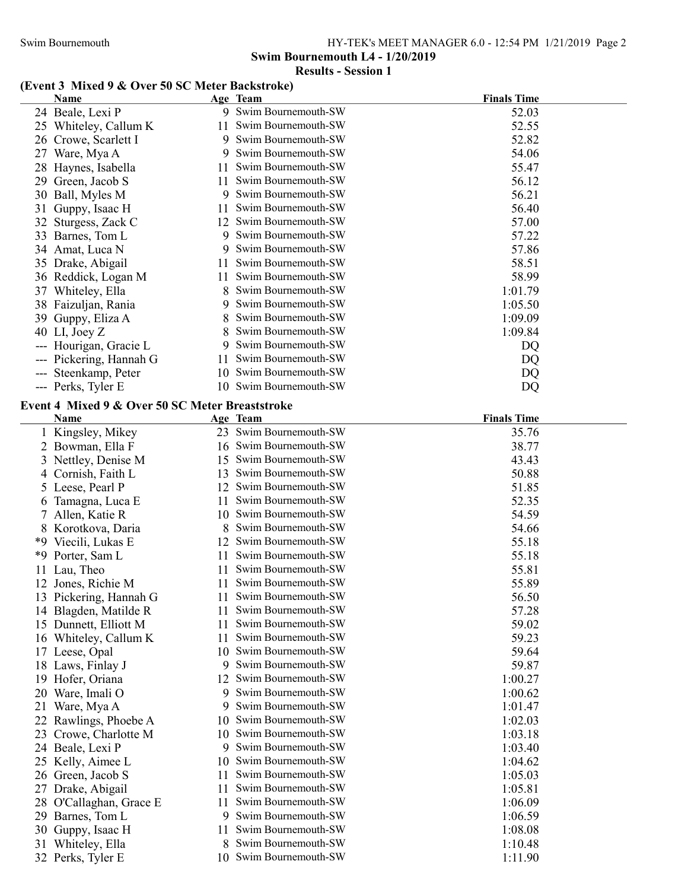## Swim Bournemouth L4 - 1/20/2019

### Results - Session 1

### (Event 3 Mixed 9 & Over 50 SC Meter Backstroke)

| | Name | Age | Team | Finals Time |
|---|---|---|---|---|
| 24 | Beale, Lexi P | 9 | Swim Bournemouth-SW | 52.03 |
| 25 | Whiteley, Callum K | 11 | Swim Bournemouth-SW | 52.55 |
| 26 | Crowe, Scarlett I | 9 | Swim Bournemouth-SW | 52.82 |
| 27 | Ware, Mya A | 9 | Swim Bournemouth-SW | 54.06 |
| 28 | Haynes, Isabella | 11 | Swim Bournemouth-SW | 55.47 |
| 29 | Green, Jacob S | 11 | Swim Bournemouth-SW | 56.12 |
| 30 | Ball, Myles M | 9 | Swim Bournemouth-SW | 56.21 |
| 31 | Guppy, Isaac H | 11 | Swim Bournemouth-SW | 56.40 |
| 32 | Sturgess, Zack C | 12 | Swim Bournemouth-SW | 57.00 |
| 33 | Barnes, Tom L | 9 | Swim Bournemouth-SW | 57.22 |
| 34 | Amat, Luca N | 9 | Swim Bournemouth-SW | 57.86 |
| 35 | Drake, Abigail | 11 | Swim Bournemouth-SW | 58.51 |
| 36 | Reddick, Logan M | 11 | Swim Bournemouth-SW | 58.99 |
| 37 | Whiteley, Ella | 8 | Swim Bournemouth-SW | 1:01.79 |
| 38 | Faizuljan, Rania | 9 | Swim Bournemouth-SW | 1:05.50 |
| 39 | Guppy, Eliza A | 8 | Swim Bournemouth-SW | 1:09.09 |
| 40 | LI, Joey Z | 8 | Swim Bournemouth-SW | 1:09.84 |
| --- | Hourigan, Gracie L | 9 | Swim Bournemouth-SW | DQ |
| --- | Pickering, Hannah G | 11 | Swim Bournemouth-SW | DQ |
| --- | Steenkamp, Peter | 10 | Swim Bournemouth-SW | DQ |
| --- | Perks, Tyler E | 10 | Swim Bournemouth-SW | DQ |

### Event 4 Mixed 9 & Over 50 SC Meter Breaststroke

| | Name | Age | Team | Finals Time |
|---|---|---|---|---|
| 1 | Kingsley, Mikey | 23 | Swim Bournemouth-SW | 35.76 |
| 2 | Bowman, Ella F | 16 | Swim Bournemouth-SW | 38.77 |
| 3 | Nettley, Denise M | 15 | Swim Bournemouth-SW | 43.43 |
| 4 | Cornish, Faith L | 13 | Swim Bournemouth-SW | 50.88 |
| 5 | Leese, Pearl P | 12 | Swim Bournemouth-SW | 51.85 |
| 6 | Tamagna, Luca E | 11 | Swim Bournemouth-SW | 52.35 |
| 7 | Allen, Katie R | 10 | Swim Bournemouth-SW | 54.59 |
| 8 | Korotkova, Daria | 8 | Swim Bournemouth-SW | 54.66 |
| *9 | Viecili, Lukas E | 12 | Swim Bournemouth-SW | 55.18 |
| *9 | Porter, Sam L | 11 | Swim Bournemouth-SW | 55.18 |
| 11 | Lau, Theo | 11 | Swim Bournemouth-SW | 55.81 |
| 12 | Jones, Richie M | 11 | Swim Bournemouth-SW | 55.89 |
| 13 | Pickering, Hannah G | 11 | Swim Bournemouth-SW | 56.50 |
| 14 | Blagden, Matilde R | 11 | Swim Bournemouth-SW | 57.28 |
| 15 | Dunnett, Elliott M | 11 | Swim Bournemouth-SW | 59.02 |
| 16 | Whiteley, Callum K | 11 | Swim Bournemouth-SW | 59.23 |
| 17 | Leese, Opal | 10 | Swim Bournemouth-SW | 59.64 |
| 18 | Laws, Finlay J | 9 | Swim Bournemouth-SW | 59.87 |
| 19 | Hofer, Oriana | 12 | Swim Bournemouth-SW | 1:00.27 |
| 20 | Ware, Imali O | 9 | Swim Bournemouth-SW | 1:00.62 |
| 21 | Ware, Mya A | 9 | Swim Bournemouth-SW | 1:01.47 |
| 22 | Rawlings, Phoebe A | 10 | Swim Bournemouth-SW | 1:02.03 |
| 23 | Crowe, Charlotte M | 10 | Swim Bournemouth-SW | 1:03.18 |
| 24 | Beale, Lexi P | 9 | Swim Bournemouth-SW | 1:03.40 |
| 25 | Kelly, Aimee L | 10 | Swim Bournemouth-SW | 1:04.62 |
| 26 | Green, Jacob S | 11 | Swim Bournemouth-SW | 1:05.03 |
| 27 | Drake, Abigail | 11 | Swim Bournemouth-SW | 1:05.81 |
| 28 | O'Callaghan, Grace E | 11 | Swim Bournemouth-SW | 1:06.09 |
| 29 | Barnes, Tom L | 9 | Swim Bournemouth-SW | 1:06.59 |
| 30 | Guppy, Isaac H | 11 | Swim Bournemouth-SW | 1:08.08 |
| 31 | Whiteley, Ella | 8 | Swim Bournemouth-SW | 1:10.48 |
| 32 | Perks, Tyler E | 10 | Swim Bournemouth-SW | 1:11.90 |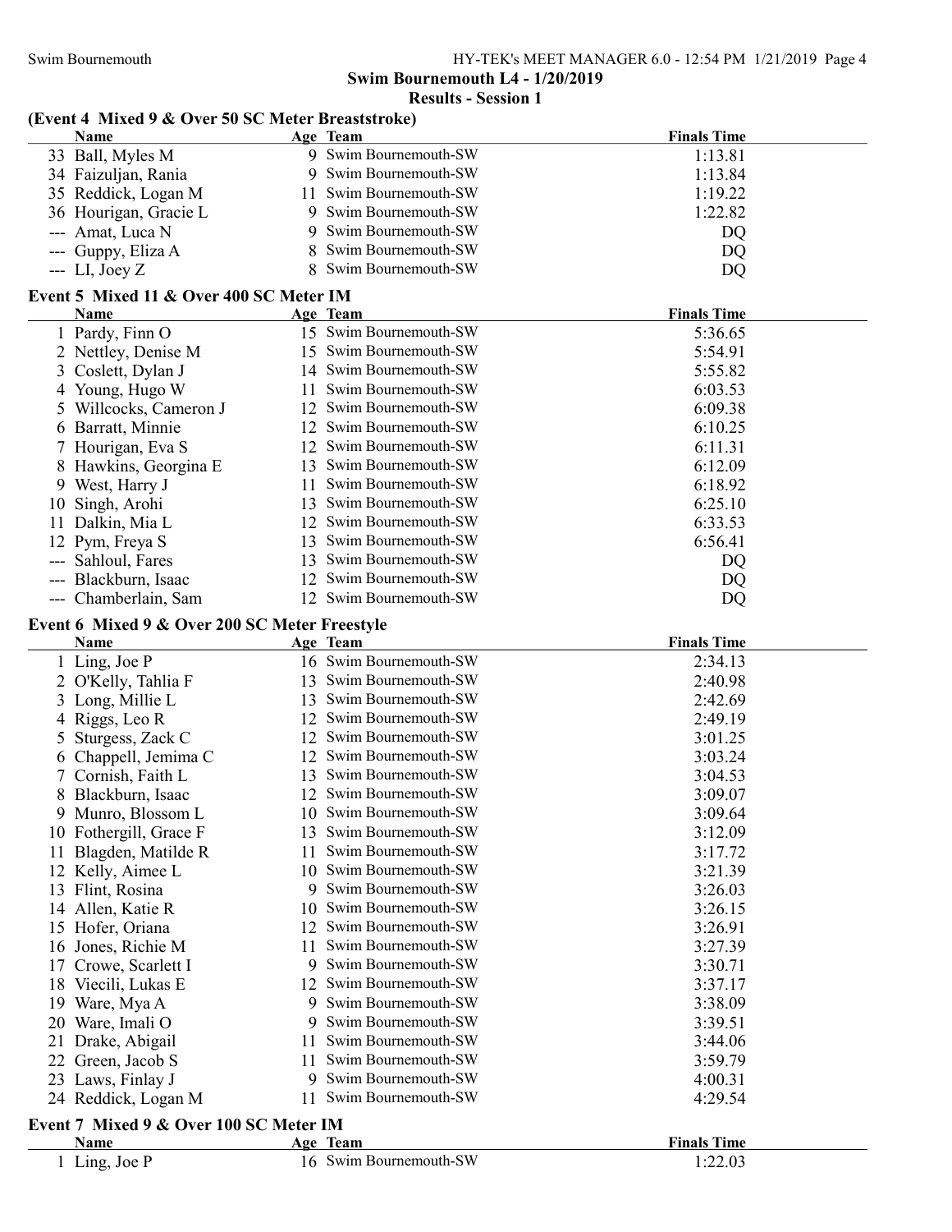## Swim Bournemouth L4 - 1/20/2019

### Results - Session 1

#### (Event 4 Mixed 9 & Over 50 SC Meter Breaststroke)

| | Name | Age | Team | Finals Time |
|---|---|---|---|---|
| 33 | Ball, Myles M | 9 | Swim Bournemouth-SW | 1:13.81 |
| 34 | Faizuljan, Rania | 9 | Swim Bournemouth-SW | 1:13.84 |
| 35 | Reddick, Logan M | 11 | Swim Bournemouth-SW | 1:19.22 |
| 36 | Hourigan, Gracie L | 9 | Swim Bournemouth-SW | 1:22.82 |
| --- | Amat, Luca N | 9 | Swim Bournemouth-SW | DQ |
| --- | Guppy, Eliza A | 8 | Swim Bournemouth-SW | DQ |
| --- | LI, Joey Z | 8 | Swim Bournemouth-SW | DQ |

#### Event 5 Mixed 11 & Over 400 SC Meter IM

| | Name | Age | Team | Finals Time |
|---|---|---|---|---|
| 1 | Pardy, Finn O | 15 | Swim Bournemouth-SW | 5:36.65 |
| 2 | Nettley, Denise M | 15 | Swim Bournemouth-SW | 5:54.91 |
| 3 | Coslett, Dylan J | 14 | Swim Bournemouth-SW | 5:55.82 |
| 4 | Young, Hugo W | 11 | Swim Bournemouth-SW | 6:03.53 |
| 5 | Willcocks, Cameron J | 12 | Swim Bournemouth-SW | 6:09.38 |
| 6 | Barratt, Minnie | 12 | Swim Bournemouth-SW | 6:10.25 |
| 7 | Hourigan, Eva S | 12 | Swim Bournemouth-SW | 6:11.31 |
| 8 | Hawkins, Georgina E | 13 | Swim Bournemouth-SW | 6:12.09 |
| 9 | West, Harry J | 11 | Swim Bournemouth-SW | 6:18.92 |
| 10 | Singh, Arohi | 13 | Swim Bournemouth-SW | 6:25.10 |
| 11 | Dalkin, Mia L | 12 | Swim Bournemouth-SW | 6:33.53 |
| 12 | Pym, Freya S | 13 | Swim Bournemouth-SW | 6:56.41 |
| --- | Sahloul, Fares | 13 | Swim Bournemouth-SW | DQ |
| --- | Blackburn, Isaac | 12 | Swim Bournemouth-SW | DQ |
| --- | Chamberlain, Sam | 12 | Swim Bournemouth-SW | DQ |

#### Event 6 Mixed 9 & Over 200 SC Meter Freestyle

| | Name | Age | Team | Finals Time |
|---|---|---|---|---|
| 1 | Ling, Joe P | 16 | Swim Bournemouth-SW | 2:34.13 |
| 2 | O'Kelly, Tahlia F | 13 | Swim Bournemouth-SW | 2:40.98 |
| 3 | Long, Millie L | 13 | Swim Bournemouth-SW | 2:42.69 |
| 4 | Riggs, Leo R | 12 | Swim Bournemouth-SW | 2:49.19 |
| 5 | Sturgess, Zack C | 12 | Swim Bournemouth-SW | 3:01.25 |
| 6 | Chappell, Jemima C | 12 | Swim Bournemouth-SW | 3:03.24 |
| 7 | Cornish, Faith L | 13 | Swim Bournemouth-SW | 3:04.53 |
| 8 | Blackburn, Isaac | 12 | Swim Bournemouth-SW | 3:09.07 |
| 9 | Munro, Blossom L | 10 | Swim Bournemouth-SW | 3:09.64 |
| 10 | Fothergill, Grace F | 13 | Swim Bournemouth-SW | 3:12.09 |
| 11 | Blagden, Matilde R | 11 | Swim Bournemouth-SW | 3:17.72 |
| 12 | Kelly, Aimee L | 10 | Swim Bournemouth-SW | 3:21.39 |
| 13 | Flint, Rosina | 9 | Swim Bournemouth-SW | 3:26.03 |
| 14 | Allen, Katie R | 10 | Swim Bournemouth-SW | 3:26.15 |
| 15 | Hofer, Oriana | 12 | Swim Bournemouth-SW | 3:26.91 |
| 16 | Jones, Richie M | 11 | Swim Bournemouth-SW | 3:27.39 |
| 17 | Crowe, Scarlett I | 9 | Swim Bournemouth-SW | 3:30.71 |
| 18 | Viecili, Lukas E | 12 | Swim Bournemouth-SW | 3:37.17 |
| 19 | Ware, Mya A | 9 | Swim Bournemouth-SW | 3:38.09 |
| 20 | Ware, Imali O | 9 | Swim Bournemouth-SW | 3:39.51 |
| 21 | Drake, Abigail | 11 | Swim Bournemouth-SW | 3:44.06 |
| 22 | Green, Jacob S | 11 | Swim Bournemouth-SW | 3:59.79 |
| 23 | Laws, Finlay J | 9 | Swim Bournemouth-SW | 4:00.31 |
| 24 | Reddick, Logan M | 11 | Swim Bournemouth-SW | 4:29.54 |

#### Event 7 Mixed 9 & Over 100 SC Meter IM

| | Name | Age | Team | Finals Time |
|---|---|---|---|---|
| 1 | Ling, Joe P | 16 | Swim Bournemouth-SW | 1:22.03 |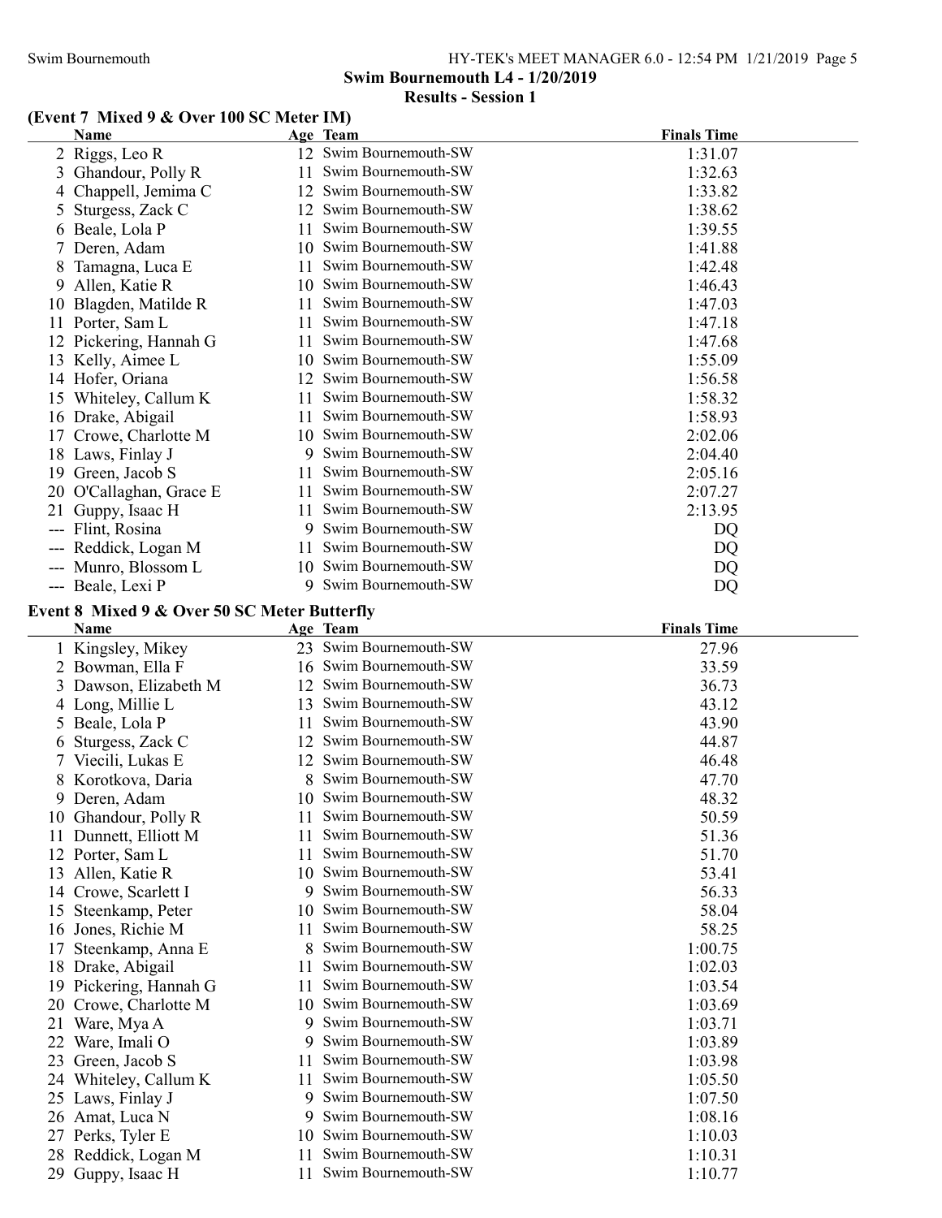## Swim Bournemouth L4 - 1/20/2019

### Results - Session 1

**(Event 7 Mixed 9 & Over 100 SC Meter IM)**

| | Name | Age | Team | Finals Time |
|---|---|---|---|---|
| 2 | Riggs, Leo R | 12 | Swim Bournemouth-SW | 1:31.07 |
| 3 | Ghandour, Polly R | 11 | Swim Bournemouth-SW | 1:32.63 |
| 4 | Chappell, Jemima C | 12 | Swim Bournemouth-SW | 1:33.82 |
| 5 | Sturgess, Zack C | 12 | Swim Bournemouth-SW | 1:38.62 |
| 6 | Beale, Lola P | 11 | Swim Bournemouth-SW | 1:39.55 |
| 7 | Deren, Adam | 10 | Swim Bournemouth-SW | 1:41.88 |
| 8 | Tamagna, Luca E | 11 | Swim Bournemouth-SW | 1:42.48 |
| 9 | Allen, Katie R | 10 | Swim Bournemouth-SW | 1:46.43 |
| 10 | Blagden, Matilde R | 11 | Swim Bournemouth-SW | 1:47.03 |
| 11 | Porter, Sam L | 11 | Swim Bournemouth-SW | 1:47.18 |
| 12 | Pickering, Hannah G | 11 | Swim Bournemouth-SW | 1:47.68 |
| 13 | Kelly, Aimee L | 10 | Swim Bournemouth-SW | 1:55.09 |
| 14 | Hofer, Oriana | 12 | Swim Bournemouth-SW | 1:56.58 |
| 15 | Whiteley, Callum K | 11 | Swim Bournemouth-SW | 1:58.32 |
| 16 | Drake, Abigail | 11 | Swim Bournemouth-SW | 1:58.93 |
| 17 | Crowe, Charlotte M | 10 | Swim Bournemouth-SW | 2:02.06 |
| 18 | Laws, Finlay J | 9 | Swim Bournemouth-SW | 2:04.40 |
| 19 | Green, Jacob S | 11 | Swim Bournemouth-SW | 2:05.16 |
| 20 | O'Callaghan, Grace E | 11 | Swim Bournemouth-SW | 2:07.27 |
| 21 | Guppy, Isaac H | 11 | Swim Bournemouth-SW | 2:13.95 |
| --- | Flint, Rosina | 9 | Swim Bournemouth-SW | DQ |
| --- | Reddick, Logan M | 11 | Swim Bournemouth-SW | DQ |
| --- | Munro, Blossom L | 10 | Swim Bournemouth-SW | DQ |
| --- | Beale, Lexi P | 9 | Swim Bournemouth-SW | DQ |

**Event 8 Mixed 9 & Over 50 SC Meter Butterfly**

| | Name | Age | Team | Finals Time |
|---|---|---|---|---|
| 1 | Kingsley, Mikey | 23 | Swim Bournemouth-SW | 27.96 |
| 2 | Bowman, Ella F | 16 | Swim Bournemouth-SW | 33.59 |
| 3 | Dawson, Elizabeth M | 12 | Swim Bournemouth-SW | 36.73 |
| 4 | Long, Millie L | 13 | Swim Bournemouth-SW | 43.12 |
| 5 | Beale, Lola P | 11 | Swim Bournemouth-SW | 43.90 |
| 6 | Sturgess, Zack C | 12 | Swim Bournemouth-SW | 44.87 |
| 7 | Viecili, Lukas E | 12 | Swim Bournemouth-SW | 46.48 |
| 8 | Korotkova, Daria | 8 | Swim Bournemouth-SW | 47.70 |
| 9 | Deren, Adam | 10 | Swim Bournemouth-SW | 48.32 |
| 10 | Ghandour, Polly R | 11 | Swim Bournemouth-SW | 50.59 |
| 11 | Dunnett, Elliott M | 11 | Swim Bournemouth-SW | 51.36 |
| 12 | Porter, Sam L | 11 | Swim Bournemouth-SW | 51.70 |
| 13 | Allen, Katie R | 10 | Swim Bournemouth-SW | 53.41 |
| 14 | Crowe, Scarlett I | 9 | Swim Bournemouth-SW | 56.33 |
| 15 | Steenkamp, Peter | 10 | Swim Bournemouth-SW | 58.04 |
| 16 | Jones, Richie M | 11 | Swim Bournemouth-SW | 58.25 |
| 17 | Steenkamp, Anna E | 8 | Swim Bournemouth-SW | 1:00.75 |
| 18 | Drake, Abigail | 11 | Swim Bournemouth-SW | 1:02.03 |
| 19 | Pickering, Hannah G | 11 | Swim Bournemouth-SW | 1:03.54 |
| 20 | Crowe, Charlotte M | 10 | Swim Bournemouth-SW | 1:03.69 |
| 21 | Ware, Mya A | 9 | Swim Bournemouth-SW | 1:03.71 |
| 22 | Ware, Imali O | 9 | Swim Bournemouth-SW | 1:03.89 |
| 23 | Green, Jacob S | 11 | Swim Bournemouth-SW | 1:03.98 |
| 24 | Whiteley, Callum K | 11 | Swim Bournemouth-SW | 1:05.50 |
| 25 | Laws, Finlay J | 9 | Swim Bournemouth-SW | 1:07.50 |
| 26 | Amat, Luca N | 9 | Swim Bournemouth-SW | 1:08.16 |
| 27 | Perks, Tyler E | 10 | Swim Bournemouth-SW | 1:10.03 |
| 28 | Reddick, Logan M | 11 | Swim Bournemouth-SW | 1:10.31 |
| 29 | Guppy, Isaac H | 11 | Swim Bournemouth-SW | 1:10.77 |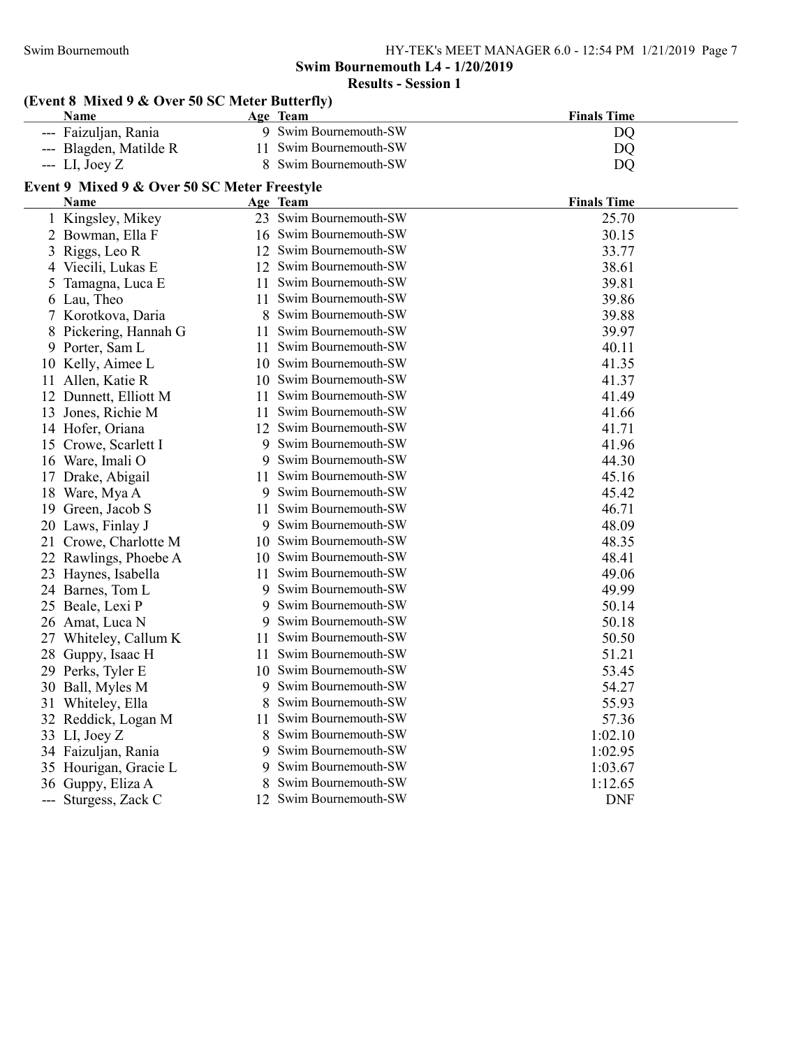**Swim Bournemouth L4 - 1/20/2019**

**Results - Session 1**

### (Event 8 Mixed 9 & Over 50 SC Meter Butterfly)

| | Name | Age | Team | Finals Time |
|---|---|---|---|---|
| --- | Faizuljan, Rania | 9 | Swim Bournemouth-SW | DQ |
| --- | Blagden, Matilde R | 11 | Swim Bournemouth-SW | DQ |
| --- | LI, Joey Z | 8 | Swim Bournemouth-SW | DQ |

### Event 9 Mixed 9 & Over 50 SC Meter Freestyle

| | Name | Age | Team | Finals Time |
|---|---|---|---|---|
| 1 | Kingsley, Mikey | 23 | Swim Bournemouth-SW | 25.70 |
| 2 | Bowman, Ella F | 16 | Swim Bournemouth-SW | 30.15 |
| 3 | Riggs, Leo R | 12 | Swim Bournemouth-SW | 33.77 |
| 4 | Viecili, Lukas E | 12 | Swim Bournemouth-SW | 38.61 |
| 5 | Tamagna, Luca E | 11 | Swim Bournemouth-SW | 39.81 |
| 6 | Lau, Theo | 11 | Swim Bournemouth-SW | 39.86 |
| 7 | Korotkova, Daria | 8 | Swim Bournemouth-SW | 39.88 |
| 8 | Pickering, Hannah G | 11 | Swim Bournemouth-SW | 39.97 |
| 9 | Porter, Sam L | 11 | Swim Bournemouth-SW | 40.11 |
| 10 | Kelly, Aimee L | 10 | Swim Bournemouth-SW | 41.35 |
| 11 | Allen, Katie R | 10 | Swim Bournemouth-SW | 41.37 |
| 12 | Dunnett, Elliott M | 11 | Swim Bournemouth-SW | 41.49 |
| 13 | Jones, Richie M | 11 | Swim Bournemouth-SW | 41.66 |
| 14 | Hofer, Oriana | 12 | Swim Bournemouth-SW | 41.71 |
| 15 | Crowe, Scarlett I | 9 | Swim Bournemouth-SW | 41.96 |
| 16 | Ware, Imali O | 9 | Swim Bournemouth-SW | 44.30 |
| 17 | Drake, Abigail | 11 | Swim Bournemouth-SW | 45.16 |
| 18 | Ware, Mya A | 9 | Swim Bournemouth-SW | 45.42 |
| 19 | Green, Jacob S | 11 | Swim Bournemouth-SW | 46.71 |
| 20 | Laws, Finlay J | 9 | Swim Bournemouth-SW | 48.09 |
| 21 | Crowe, Charlotte M | 10 | Swim Bournemouth-SW | 48.35 |
| 22 | Rawlings, Phoebe A | 10 | Swim Bournemouth-SW | 48.41 |
| 23 | Haynes, Isabella | 11 | Swim Bournemouth-SW | 49.06 |
| 24 | Barnes, Tom L | 9 | Swim Bournemouth-SW | 49.99 |
| 25 | Beale, Lexi P | 9 | Swim Bournemouth-SW | 50.14 |
| 26 | Amat, Luca N | 9 | Swim Bournemouth-SW | 50.18 |
| 27 | Whiteley, Callum K | 11 | Swim Bournemouth-SW | 50.50 |
| 28 | Guppy, Isaac H | 11 | Swim Bournemouth-SW | 51.21 |
| 29 | Perks, Tyler E | 10 | Swim Bournemouth-SW | 53.45 |
| 30 | Ball, Myles M | 9 | Swim Bournemouth-SW | 54.27 |
| 31 | Whiteley, Ella | 8 | Swim Bournemouth-SW | 55.93 |
| 32 | Reddick, Logan M | 11 | Swim Bournemouth-SW | 57.36 |
| 33 | LI, Joey Z | 8 | Swim Bournemouth-SW | 1:02.10 |
| 34 | Faizuljan, Rania | 9 | Swim Bournemouth-SW | 1:02.95 |
| 35 | Hourigan, Gracie L | 9 | Swim Bournemouth-SW | 1:03.67 |
| 36 | Guppy, Eliza A | 8 | Swim Bournemouth-SW | 1:12.65 |
| --- | Sturgess, Zack C | 12 | Swim Bournemouth-SW | DNF |